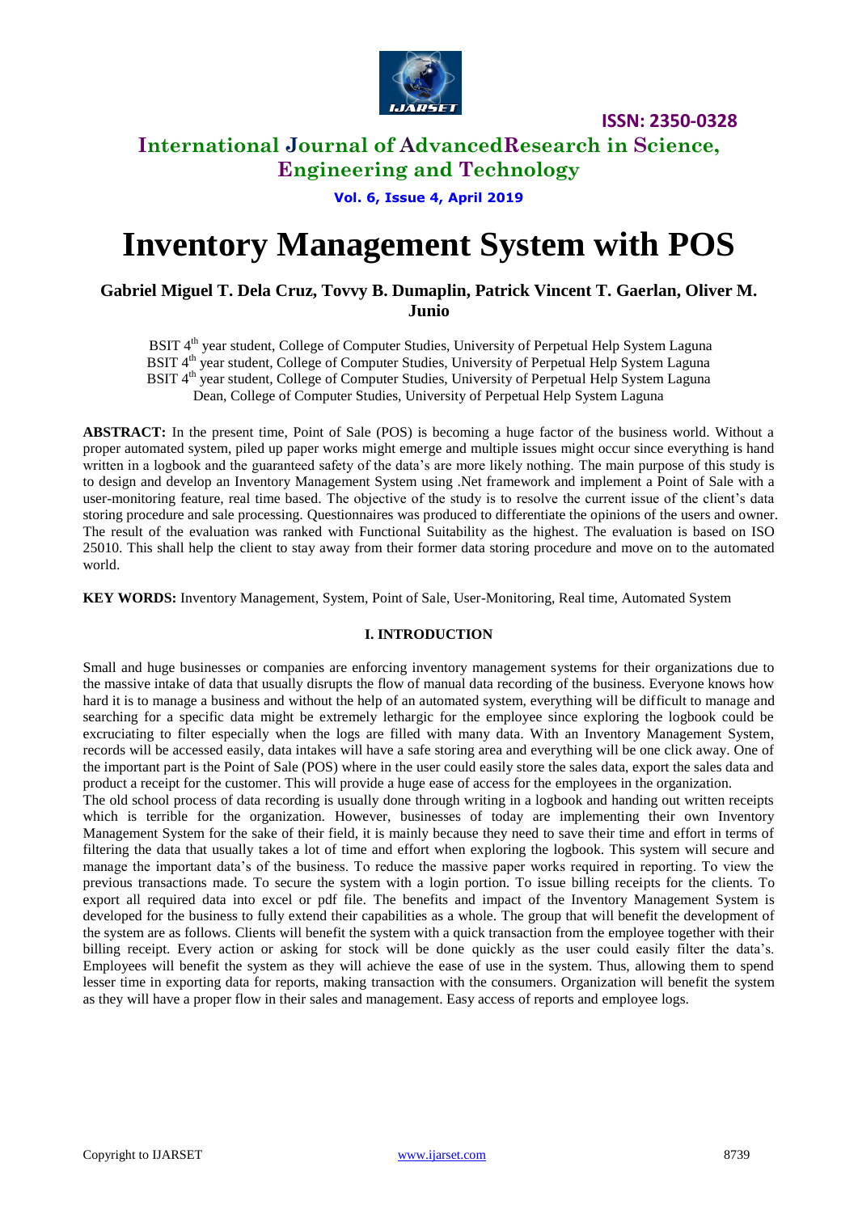# Inventory Management System with POS

**Gabriel Miguel T. Dela Cruz, Tovvy B. Dumaplin, Patrick Vincent T. Gaerlan, Oliver M. Junio**

BSIT 4th year student, College of Computer Studies, University of Perpetual Help System Laguna
BSIT 4th year student, College of Computer Studies, University of Perpetual Help System Laguna
BSIT 4th year student, College of Computer Studies, University of Perpetual Help System Laguna
Dean, College of Computer Studies, University of Perpetual Help System Laguna

**ABSTRACT:** In the present time, Point of Sale (POS) is becoming a huge factor of the business world. Without a proper automated system, piled up paper works might emerge and multiple issues might occur since everything is hand written in a logbook and the guaranteed safety of the data's are more likely nothing. The main purpose of this study is to design and develop an Inventory Management System using .Net framework and implement a Point of Sale with a user-monitoring feature, real time based. The objective of the study is to resolve the current issue of the client's data storing procedure and sale processing. Questionnaires was produced to differentiate the opinions of the users and owner. The result of the evaluation was ranked with Functional Suitability as the highest. The evaluation is based on ISO 25010. This shall help the client to stay away from their former data storing procedure and move on to the automated world.

**KEY WORDS:** Inventory Management, System, Point of Sale, User-Monitoring, Real time, Automated System

## I. INTRODUCTION

Small and huge businesses or companies are enforcing inventory management systems for their organizations due to the massive intake of data that usually disrupts the flow of manual data recording of the business. Everyone knows how hard it is to manage a business and without the help of an automated system, everything will be difficult to manage and searching for a specific data might be extremely lethargic for the employee since exploring the logbook could be excruciating to filter especially when the logs are filled with many data. With an Inventory Management System, records will be accessed easily, data intakes will have a safe storing area and everything will be one click away. One of the important part is the Point of Sale (POS) where in the user could easily store the sales data, export the sales data and product a receipt for the customer. This will provide a huge ease of access for the employees in the organization.

The old school process of data recording is usually done through writing in a logbook and handing out written receipts which is terrible for the organization. However, businesses of today are implementing their own Inventory Management System for the sake of their field, it is mainly because they need to save their time and effort in terms of filtering the data that usually takes a lot of time and effort when exploring the logbook. This system will secure and manage the important data's of the business. To reduce the massive paper works required in reporting. To view the previous transactions made. To secure the system with a login portion. To issue billing receipts for the clients. To export all required data into excel or pdf file. The benefits and impact of the Inventory Management System is developed for the business to fully extend their capabilities as a whole. The group that will benefit the development of the system are as follows. Clients will benefit the system with a quick transaction from the employee together with their billing receipt. Every action or asking for stock will be done quickly as the user could easily filter the data's. Employees will benefit the system as they will achieve the ease of use in the system. Thus, allowing them to spend lesser time in exporting data for reports, making transaction with the consumers. Organization will benefit the system as they will have a proper flow in their sales and management. Easy access of reports and employee logs.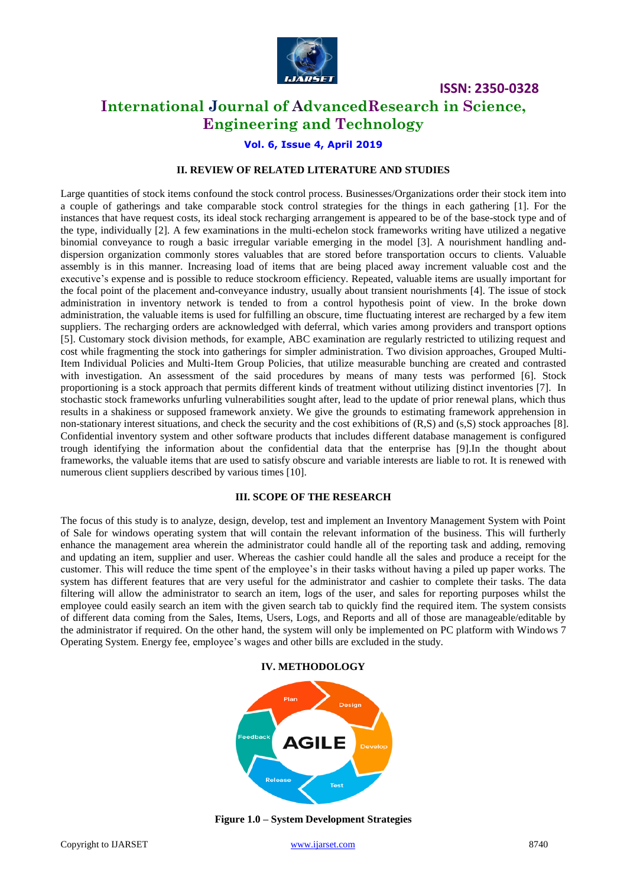## II. REVIEW OF RELATED LITERATURE AND STUDIES

Large quantities of stock items confound the stock control process. Businesses/Organizations order their stock item into a couple of gatherings and take comparable stock control strategies for the things in each gathering [1]. For the instances that have request costs, its ideal stock recharging arrangement is appeared to be of the base-stock type and of the type, individually [2]. A few examinations in the multi-echelon stock frameworks writing have utilized a negative binomial conveyance to rough a basic irregular variable emerging in the model [3]. A nourishment handling and-dispersion organization commonly stores valuables that are stored before transportation occurs to clients. Valuable assembly is in this manner. Increasing load of items that are being placed away increment valuable cost and the executive's expense and is possible to reduce stockroom efficiency. Repeated, valuable items are usually important for the focal point of the placement and-conveyance industry, usually about transient nourishments [4]. The issue of stock administration in inventory network is tended to from a control hypothesis point of view. In the broke down administration, the valuable items is used for fulfilling an obscure, time fluctuating interest are recharged by a few item suppliers. The recharging orders are acknowledged with deferral, which varies among providers and transport options [5]. Customary stock division methods, for example, ABC examination are regularly restricted to utilizing request and cost while fragmenting the stock into gatherings for simpler administration. Two division approaches, Grouped Multi-Item Individual Policies and Multi-Item Group Policies, that utilize measurable bunching are created and contrasted with investigation. An assessment of the said procedures by means of many tests was performed [6]. Stock proportioning is a stock approach that permits different kinds of treatment without utilizing distinct inventories [7]. In stochastic stock frameworks unfurling vulnerabilities sought after, lead to the update of prior renewal plans, which thus results in a shakiness or supposed framework anxiety. We give the grounds to estimating framework apprehension in non-stationary interest situations, and check the security and the cost exhibitions of (R,S) and (s,S) stock approaches [8]. Confidential inventory system and other software products that includes different database management is configured trough identifying the information about the confidential data that the enterprise has [9].In the thought about frameworks, the valuable items that are used to satisfy obscure and variable interests are liable to rot. It is renewed with numerous client suppliers described by various times [10].

## III. SCOPE OF THE RESEARCH

The focus of this study is to analyze, design, develop, test and implement an Inventory Management System with Point of Sale for windows operating system that will contain the relevant information of the business. This will furtherly enhance the management area wherein the administrator could handle all of the reporting task and adding, removing and updating an item, supplier and user. Whereas the cashier could handle all the sales and produce a receipt for the customer. This will reduce the time spent of the employee's in their tasks without having a piled up paper works. The system has different features that are very useful for the administrator and cashier to complete their tasks. The data filtering will allow the administrator to search an item, logs of the user, and sales for reporting purposes whilst the employee could easily search an item with the given search tab to quickly find the required item. The system consists of different data coming from the Sales, Items, Users, Logs, and Reports and all of those are manageable/editable by the administrator if required. On the other hand, the system will only be implemented on PC platform with Windows 7 Operating System. Energy fee, employee's wages and other bills are excluded in the study.

## IV. METHODOLOGY

**Figure 1.0 – System Development Strategies**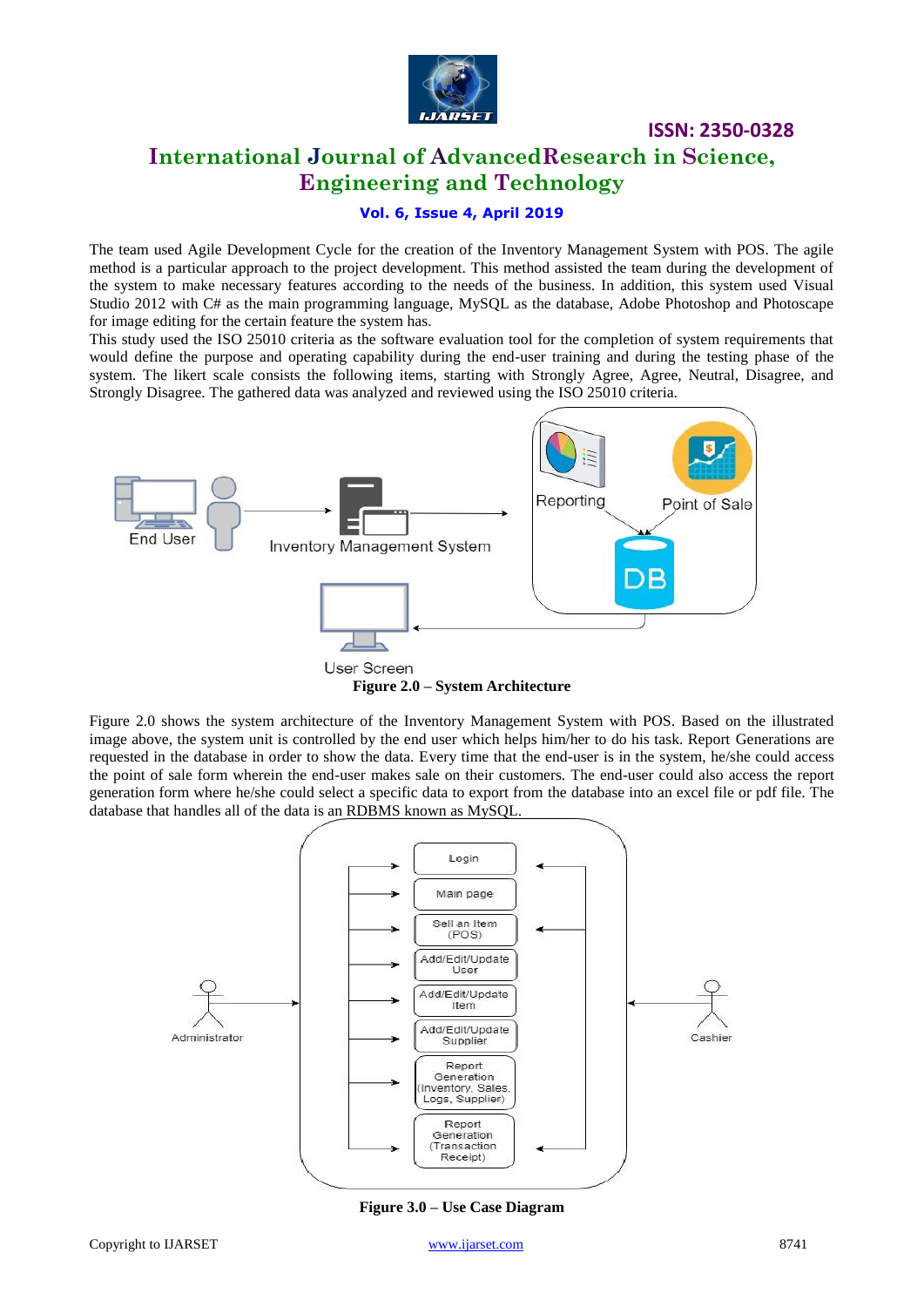The team used Agile Development Cycle for the creation of the Inventory Management System with POS. The agile method is a particular approach to the project development. This method assisted the team during the development of the system to make necessary features according to the needs of the business. In addition, this system used Visual Studio 2012 with C# as the main programming language, MySQL as the database, Adobe Photoshop and Photoscape for image editing for the certain feature the system has.

This study used the ISO 25010 criteria as the software evaluation tool for the completion of system requirements that would define the purpose and operating capability during the end-user training and during the testing phase of the system. The likert scale consists the following items, starting with Strongly Agree, Agree, Neutral, Disagree, and Strongly Disagree. The gathered data was analyzed and reviewed using the ISO 25010 criteria.

**Figure 2.0 – System Architecture**

Figure 2.0 shows the system architecture of the Inventory Management System with POS. Based on the illustrated image above, the system unit is controlled by the end user which helps him/her to do his task. Report Generations are requested in the database in order to show the data. Every time that the end-user is in the system, he/she could access the point of sale form wherein the end-user makes sale on their customers. The end-user could also access the report generation form where he/she could select a specific data to export from the database into an excel file or pdf file. The database that handles all of the data is an RDBMS known as MySQL.

**Figure 3.0 – Use Case Diagram**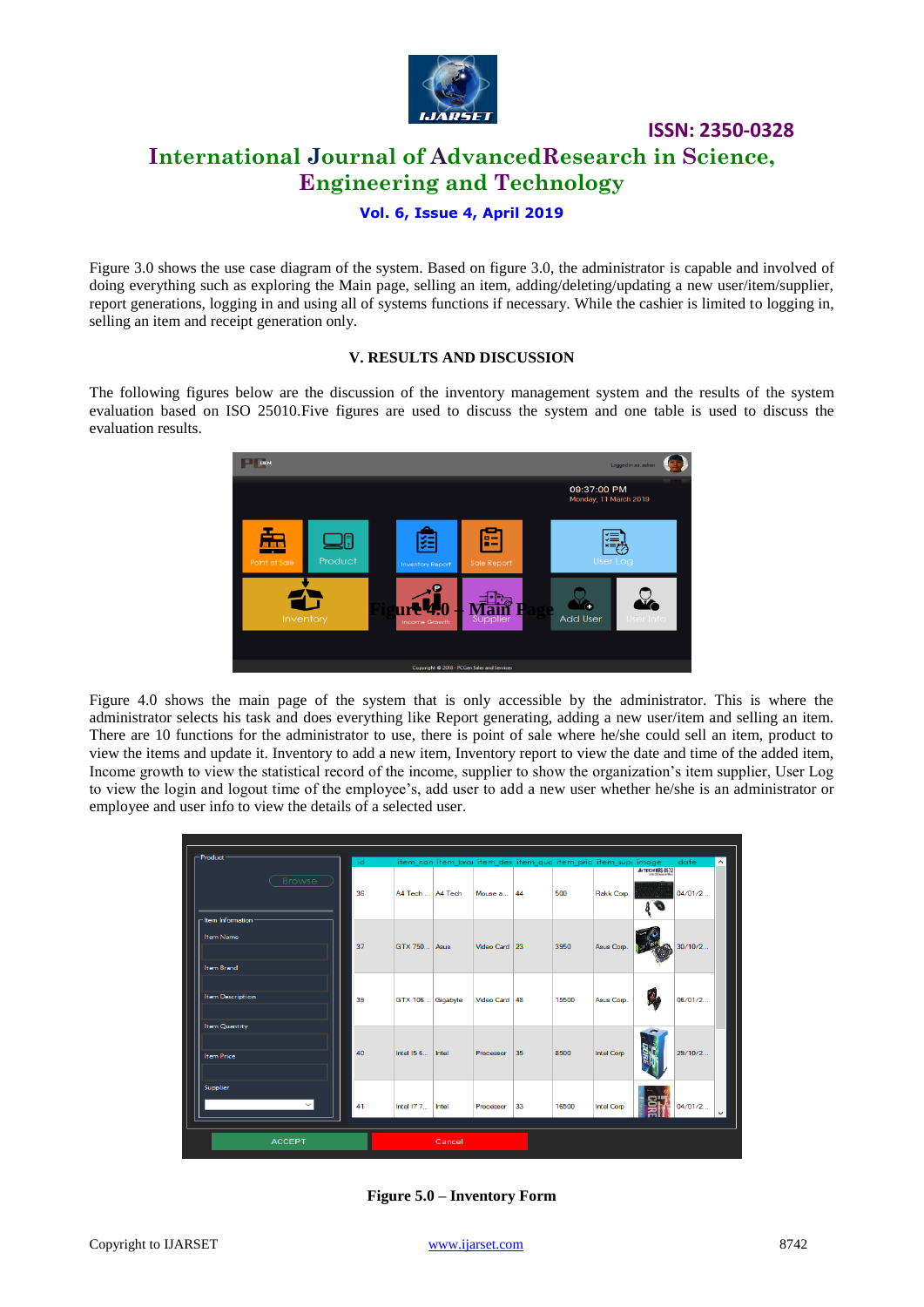Figure 3.0 shows the use case diagram of the system. Based on figure 3.0, the administrator is capable and involved of doing everything such as exploring the Main page, selling an item, adding/deleting/updating a new user/item/supplier, report generations, logging in and using all of systems functions if necessary. While the cashier is limited to logging in, selling an item and receipt generation only.

## V. RESULTS AND DISCUSSION

The following figures below are the discussion of the inventory management system and the results of the system evaluation based on ISO 25010.Five figures are used to discuss the system and one table is used to discuss the evaluation results.

Figure 4.0 – Main Page

Figure 4.0 shows the main page of the system that is only accessible by the administrator. This is where the administrator selects his task and does everything like Report generating, adding a new user/item and selling an item. There are 10 functions for the administrator to use, there is point of sale where he/she could sell an item, product to view the items and update it. Inventory to add a new item, Inventory report to view the date and time of the added item, Income growth to view the statistical record of the income, supplier to show the organization's item supplier, User Log to view the login and logout time of the employee's, add user to add a new user whether he/she is an administrator or employee and user info to view the details of a selected user.

**Figure 5.0 – Inventory Form**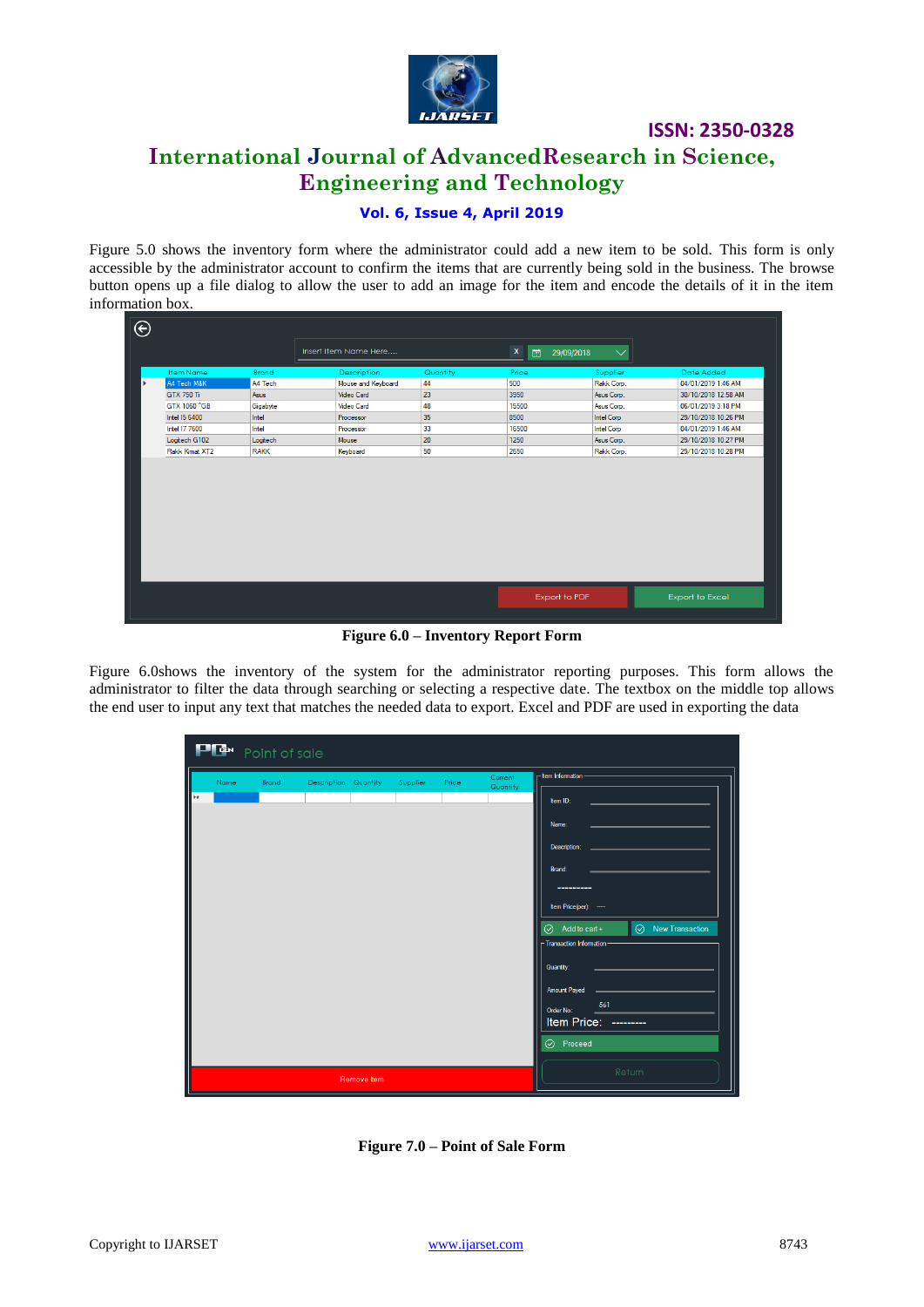Figure 5.0 shows the inventory form where the administrator could add a new item to be sold. This form is only accessible by the administrator account to confirm the items that are currently being sold in the business. The browse button opens up a file dialog to allow the user to add an image for the item and encode the details of it in the item information box.

**Figure 6.0 – Inventory Report Form**

Figure 6.0shows the inventory of the system for the administrator reporting purposes. This form allows the administrator to filter the data through searching or selecting a respective date. The textbox on the middle top allows the end user to input any text that matches the needed data to export. Excel and PDF are used in exporting the data

**Figure 7.0 – Point of Sale Form**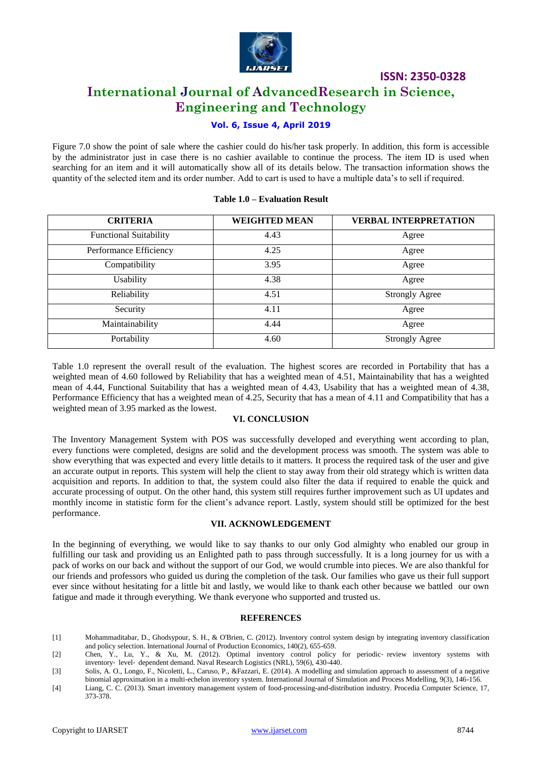Figure 7.0 show the point of sale where the cashier could do his/her task properly. In addition, this form is accessible by the administrator just in case there is no cashier available to continue the process. The item ID is used when searching for an item and it will automatically show all of its details below. The transaction information shows the quantity of the selected item and its order number. Add to cart is used to have a multiple data's to sell if required.

**Table 1.0 – Evaluation Result**

| CRITERIA | WEIGHTED MEAN | VERBAL INTERPRETATION |
|---|---|---|
| Functional Suitability | 4.43 | Agree |
| Performance Efficiency | 4.25 | Agree |
| Compatibility | 3.95 | Agree |
| Usability | 4.38 | Agree |
| Reliability | 4.51 | Strongly Agree |
| Security | 4.11 | Agree |
| Maintainability | 4.44 | Agree |
| Portability | 4.60 | Strongly Agree |

Table 1.0 represent the overall result of the evaluation. The highest scores are recorded in Portability that has a weighted mean of 4.60 followed by Reliability that has a weighted mean of 4.51, Maintainability that has a weighted mean of 4.44, Functional Suitability that has a weighted mean of 4.43, Usability that has a weighted mean of 4.38, Performance Efficiency that has a weighted mean of 4.25, Security that has a mean of 4.11 and Compatibility that has a weighted mean of 3.95 marked as the lowest.

## VI. CONCLUSION

The Inventory Management System with POS was successfully developed and everything went according to plan, every functions were completed, designs are solid and the development process was smooth. The system was able to show everything that was expected and every little details to it matters. It process the required task of the user and give an accurate output in reports. This system will help the client to stay away from their old strategy which is written data acquisition and reports. In addition to that, the system could also filter the data if required to enable the quick and accurate processing of output. On the other hand, this system still requires further improvement such as UI updates and monthly income in statistic form for the client's advance report. Lastly, system should still be optimized for the best performance.

## VII. ACKNOWLEDGEMENT

In the beginning of everything, we would like to say thanks to our only God almighty who enabled our group in fulfilling our task and providing us an Enlighted path to pass through successfully. It is a long journey for us with a pack of works on our back and without the support of our God, we would crumble into pieces. We are also thankful for our friends and professors who guided us during the completion of the task. Our families who gave us their full support ever since without hesitating for a little bit and lastly, we would like to thank each other because we battled our own fatigue and made it through everything. We thank everyone who supported and trusted us.

## REFERENCES

[1] Mohammaditabar, D., Ghodsypour, S. H., & O'Brien, C. (2012). Inventory control system design by integrating inventory classification and policy selection. International Journal of Production Economics, 140(2), 655-659.

[2] Chen, Y., Lu, Y., & Xu, M. (2012). Optimal inventory control policy for periodic‐review inventory systems with inventory‐level‐dependent demand. Naval Research Logistics (NRL), 59(6), 430-440.

[3] Solis, A. O., Longo, F., Nicoletti, L., Caruso, P., &Fazzari, E. (2014). A modelling and simulation approach to assessment of a negative binomial approximation in a multi-echelon inventory system. International Journal of Simulation and Process Modelling, 9(3), 146-156.

[4] Liang, C. C. (2013). Smart inventory management system of food-processing-and-distribution industry. Procedia Computer Science, 17, 373-378.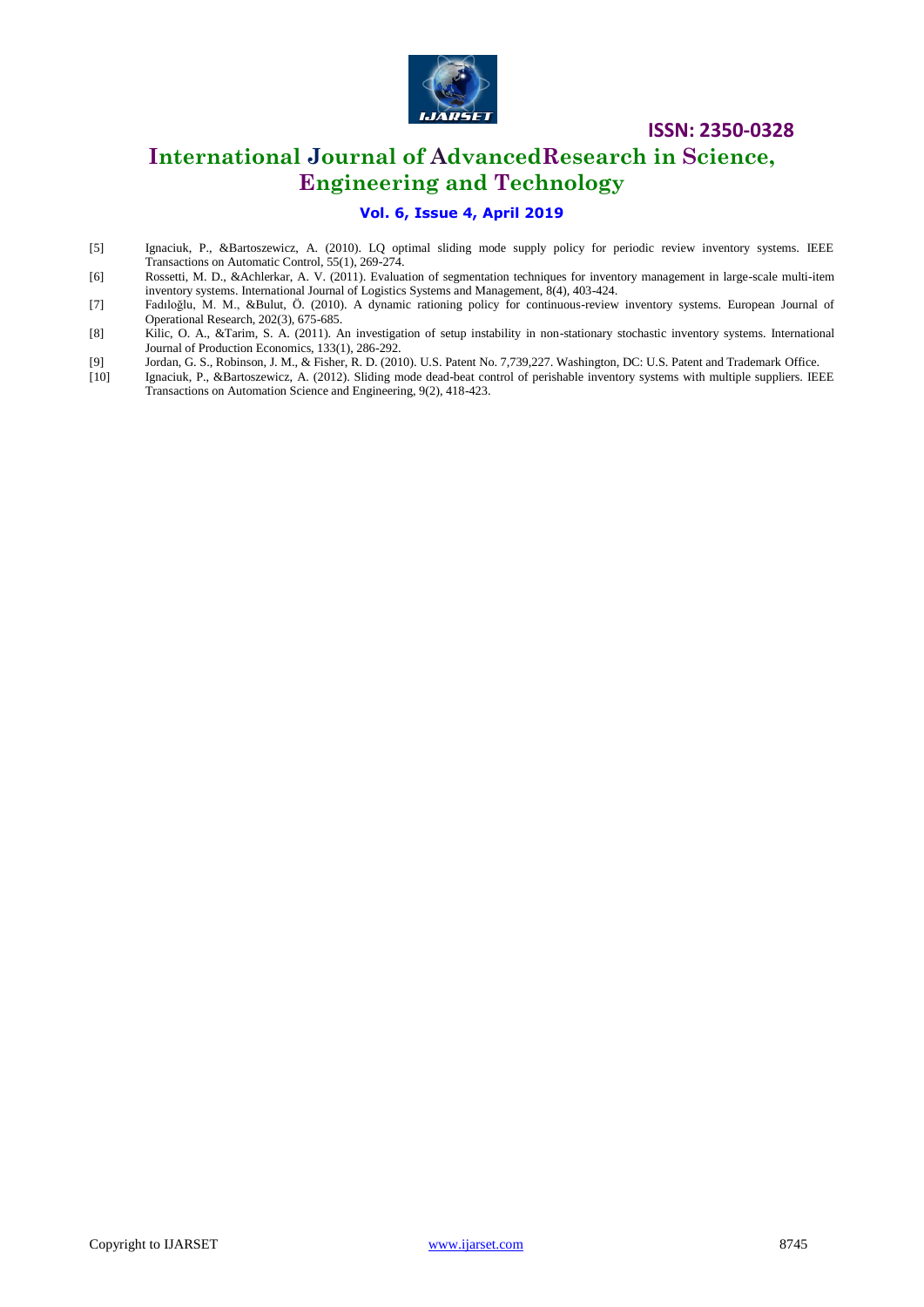[5] Ignaciuk, P., &Bartoszewicz, A. (2010). LQ optimal sliding mode supply policy for periodic review inventory systems. IEEE Transactions on Automatic Control, 55(1), 269-274.

[6] Rossetti, M. D., &Achlerkar, A. V. (2011). Evaluation of segmentation techniques for inventory management in large-scale multi-item inventory systems. International Journal of Logistics Systems and Management, 8(4), 403-424.

[7] Fadıloğlu, M. M., &Bulut, Ö. (2010). A dynamic rationing policy for continuous-review inventory systems. European Journal of Operational Research, 202(3), 675-685.

[8] Kilic, O. A., &Tarim, S. A. (2011). An investigation of setup instability in non-stationary stochastic inventory systems. International Journal of Production Economics, 133(1), 286-292.

[9] Jordan, G. S., Robinson, J. M., & Fisher, R. D. (2010). U.S. Patent No. 7,739,227. Washington, DC: U.S. Patent and Trademark Office.

[10] Ignaciuk, P., &Bartoszewicz, A. (2012). Sliding mode dead-beat control of perishable inventory systems with multiple suppliers. IEEE Transactions on Automation Science and Engineering, 9(2), 418-423.